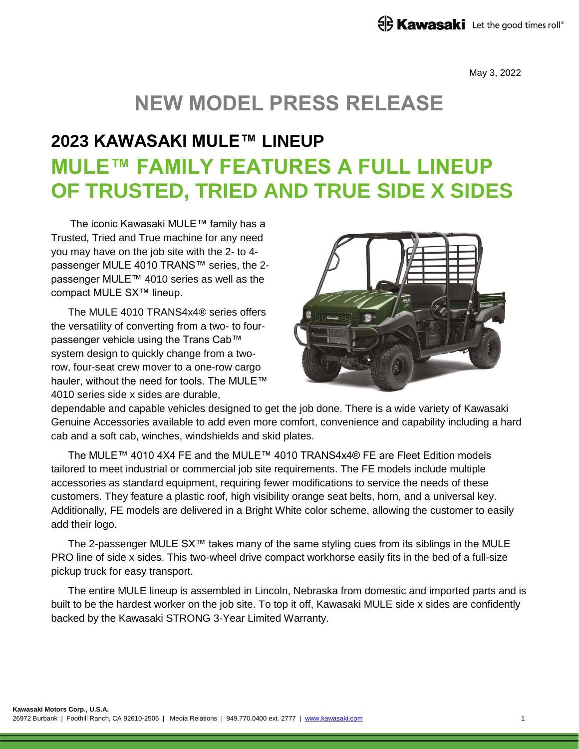May 3, 2022

# NEW MODEL PRESS RELEASE

## 2023 KAWASAKI MULE™ LINEUP

## MULE™ FAMILY FEATURES A FULL LINEUP OF TRUSTED, TRIED AND TRUE SIDE X SIDES

The iconic Kawasaki MULE™ family has a Trusted, Tried and True machine for any need you may have on the job site with the 2- to 4-passenger MULE 4010 TRANS™ series, the 2-passenger MULE™ 4010 series as well as the compact MULE SX™ lineup.

The MULE 4010 TRANS4x4® series offers the versatility of converting from a two- to four-passenger vehicle using the Trans Cab™ system design to quickly change from a two-row, four-seat crew mover to a one-row cargo hauler, without the need for tools. The MULE™ 4010 series side x sides are durable, dependable and capable vehicles designed to get the job done. There is a wide variety of Kawasaki Genuine Accessories available to add even more comfort, convenience and capability including a hard cab and a soft cab, winches, windshields and skid plates.

The MULE™ 4010 4X4 FE and the MULE™ 4010 TRANS4x4® FE are Fleet Edition models tailored to meet industrial or commercial job site requirements. The FE models include multiple accessories as standard equipment, requiring fewer modifications to service the needs of these customers. They feature a plastic roof, high visibility orange seat belts, horn, and a universal key. Additionally, FE models are delivered in a Bright White color scheme, allowing the customer to easily add their logo.

The 2-passenger MULE SX™ takes many of the same styling cues from its siblings in the MULE PRO line of side x sides. This two-wheel drive compact workhorse easily fits in the bed of a full-size pickup truck for easy transport.

The entire MULE lineup is assembled in Lincoln, Nebraska from domestic and imported parts and is built to be the hardest worker on the job site. To top it off, Kawasaki MULE side x sides are confidently backed by the Kawasaki STRONG 3-Year Limited Warranty.

**Kawasaki Motors Corp., U.S.A.**
26972 Burbank | Foothill Ranch, CA 92610-2506 | Media Relations | 949.770.0400 ext. 2777 | www.kawasaki.com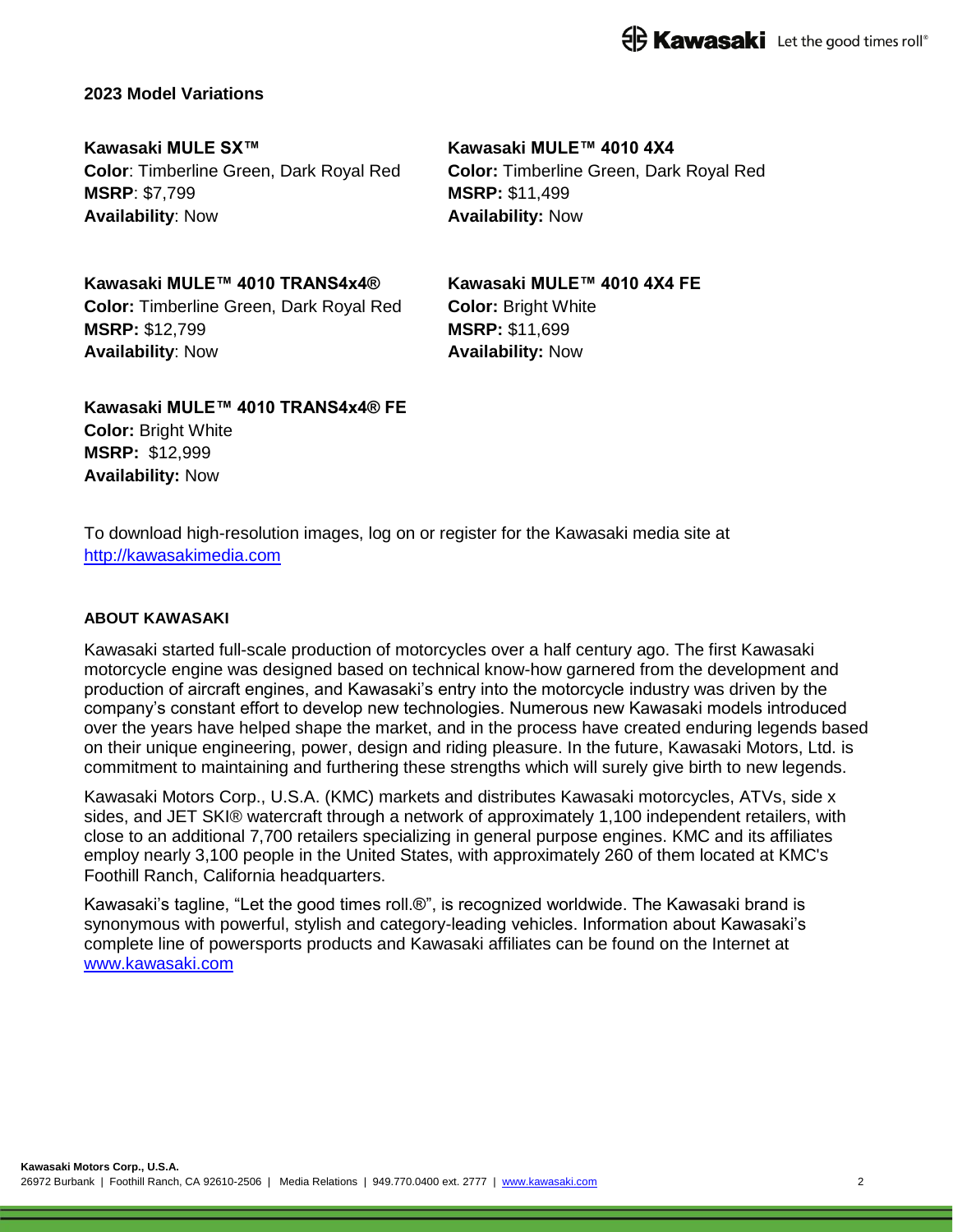## 2023 Model Variations

**Kawasaki MULE SX™**
**Color**: Timberline Green, Dark Royal Red
**MSRP**: $7,799
**Availability**: Now

**Kawasaki MULE™ 4010 4X4**
**Color:** Timberline Green, Dark Royal Red
**MSRP:** $11,499
**Availability:** Now

**Kawasaki MULE™ 4010 TRANS4x4®**
**Color:** Timberline Green, Dark Royal Red
**MSRP:** $12,799
**Availability**: Now

**Kawasaki MULE™ 4010 4X4 FE**
**Color:** Bright White
**MSRP:** $11,699
**Availability:** Now

**Kawasaki MULE™ 4010 TRANS4x4® FE**
**Color:** Bright White
**MSRP:** $12,999
**Availability:** Now

To download high-resolution images, log on or register for the Kawasaki media site at http://kawasakimedia.com

### ABOUT KAWASAKI

Kawasaki started full-scale production of motorcycles over a half century ago. The first Kawasaki motorcycle engine was designed based on technical know-how garnered from the development and production of aircraft engines, and Kawasaki's entry into the motorcycle industry was driven by the company's constant effort to develop new technologies. Numerous new Kawasaki models introduced over the years have helped shape the market, and in the process have created enduring legends based on their unique engineering, power, design and riding pleasure. In the future, Kawasaki Motors, Ltd. is commitment to maintaining and furthering these strengths which will surely give birth to new legends.

Kawasaki Motors Corp., U.S.A. (KMC) markets and distributes Kawasaki motorcycles, ATVs, side x sides, and JET SKI® watercraft through a network of approximately 1,100 independent retailers, with close to an additional 7,700 retailers specializing in general purpose engines. KMC and its affiliates employ nearly 3,100 people in the United States, with approximately 260 of them located at KMC's Foothill Ranch, California headquarters.

Kawasaki's tagline, "Let the good times roll.®", is recognized worldwide. The Kawasaki brand is synonymous with powerful, stylish and category-leading vehicles. Information about Kawasaki's complete line of powersports products and Kawasaki affiliates can be found on the Internet at www.kawasaki.com

**Kawasaki Motors Corp., U.S.A.**
26972 Burbank | Foothill Ranch, CA 92610-2506 | Media Relations | 949.770.0400 ext. 2777 | www.kawasaki.com